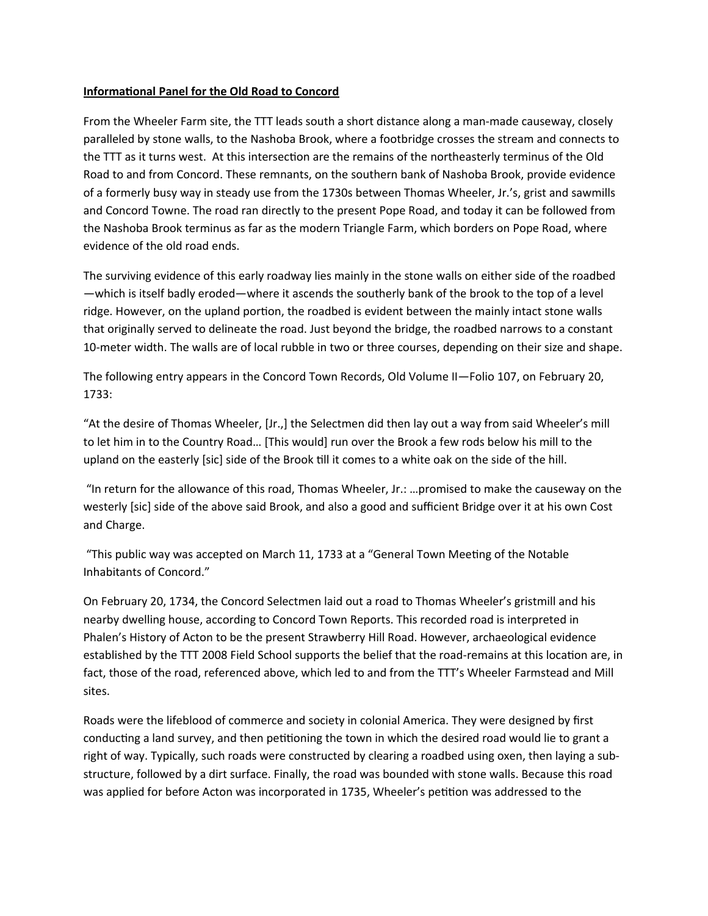**Informational Panel for the Old Road to Concord**

From the Wheeler Farm site, the TTT leads south a short distance along a man-made causeway, closely paralleled by stone walls, to the Nashoba Brook, where a footbridge crosses the stream and connects to the TTT as it turns west. At this intersection are the remains of the northeasterly terminus of the Old Road to and from Concord. These remnants, on the southern bank of Nashoba Brook, provide evidence of a formerly busy way in steady use from the 1730s between Thomas Wheeler, Jr.'s, grist and sawmills and Concord Towne. The road ran directly to the present Pope Road, and today it can be followed from the Nashoba Brook terminus as far as the modern Triangle Farm, which borders on Pope Road, where evidence of the old road ends.

The surviving evidence of this early roadway lies mainly in the stone walls on either side of the roadbed—which is itself badly eroded—where it ascends the southerly bank of the brook to the top of a level ridge. However, on the upland portion, the roadbed is evident between the mainly intact stone walls that originally served to delineate the road. Just beyond the bridge, the roadbed narrows to a constant 10-meter width. The walls are of local rubble in two or three courses, depending on their size and shape.

The following entry appears in the Concord Town Records, Old Volume II—Folio 107, on February 20, 1733:

"At the desire of Thomas Wheeler, [Jr.,] the Selectmen did then lay out a way from said Wheeler's mill to let him in to the Country Road… [This would] run over the Brook a few rods below his mill to the upland on the easterly [sic] side of the Brook till it comes to a white oak on the side of the hill.

"In return for the allowance of this road, Thomas Wheeler, Jr.: …promised to make the causeway on the westerly [sic] side of the above said Brook, and also a good and sufficient Bridge over it at his own Cost and Charge.

"This public way was accepted on March 11, 1733 at a "General Town Meeting of the Notable Inhabitants of Concord."

On February 20, 1734, the Concord Selectmen laid out a road to Thomas Wheeler's gristmill and his nearby dwelling house, according to Concord Town Reports. This recorded road is interpreted in Phalen's History of Acton to be the present Strawberry Hill Road. However, archaeological evidence established by the TTT 2008 Field School supports the belief that the road-remains at this location are, in fact, those of the road, referenced above, which led to and from the TTT's Wheeler Farmstead and Mill sites.

Roads were the lifeblood of commerce and society in colonial America. They were designed by first conducting a land survey, and then petitioning the town in which the desired road would lie to grant a right of way. Typically, such roads were constructed by clearing a roadbed using oxen, then laying a sub-structure, followed by a dirt surface. Finally, the road was bounded with stone walls. Because this road was applied for before Acton was incorporated in 1735, Wheeler's petition was addressed to the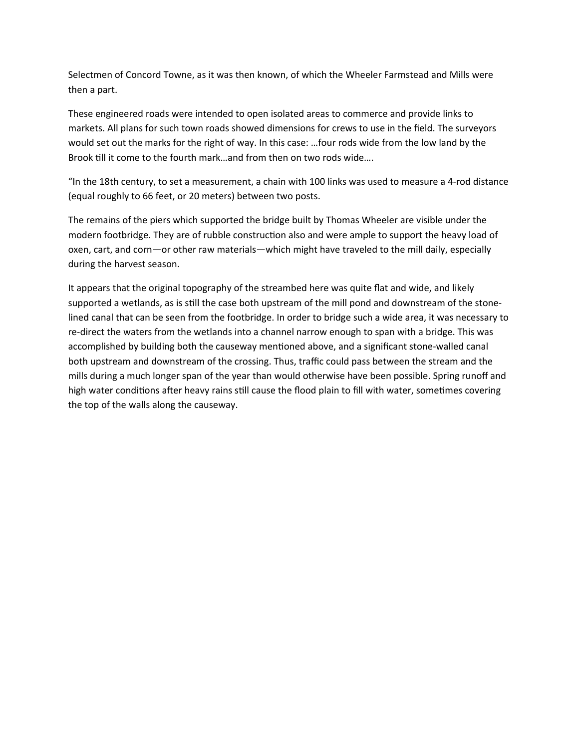Selectmen of Concord Towne, as it was then known, of which the Wheeler Farmstead and Mills were then a part.

These engineered roads were intended to open isolated areas to commerce and provide links to markets. All plans for such town roads showed dimensions for crews to use in the field. The surveyors would set out the marks for the right of way. In this case: …four rods wide from the low land by the Brook till it come to the fourth mark…and from then on two rods wide….

"In the 18th century, to set a measurement, a chain with 100 links was used to measure a 4-rod distance (equal roughly to 66 feet, or 20 meters) between two posts.

The remains of the piers which supported the bridge built by Thomas Wheeler are visible under the modern footbridge. They are of rubble construction also and were ample to support the heavy load of oxen, cart, and corn—or other raw materials—which might have traveled to the mill daily, especially during the harvest season.

It appears that the original topography of the streambed here was quite flat and wide, and likely supported a wetlands, as is still the case both upstream of the mill pond and downstream of the stone-lined canal that can be seen from the footbridge. In order to bridge such a wide area, it was necessary to re-direct the waters from the wetlands into a channel narrow enough to span with a bridge. This was accomplished by building both the causeway mentioned above, and a significant stone-walled canal both upstream and downstream of the crossing. Thus, traffic could pass between the stream and the mills during a much longer span of the year than would otherwise have been possible. Spring runoff and high water conditions after heavy rains still cause the flood plain to fill with water, sometimes covering the top of the walls along the causeway.